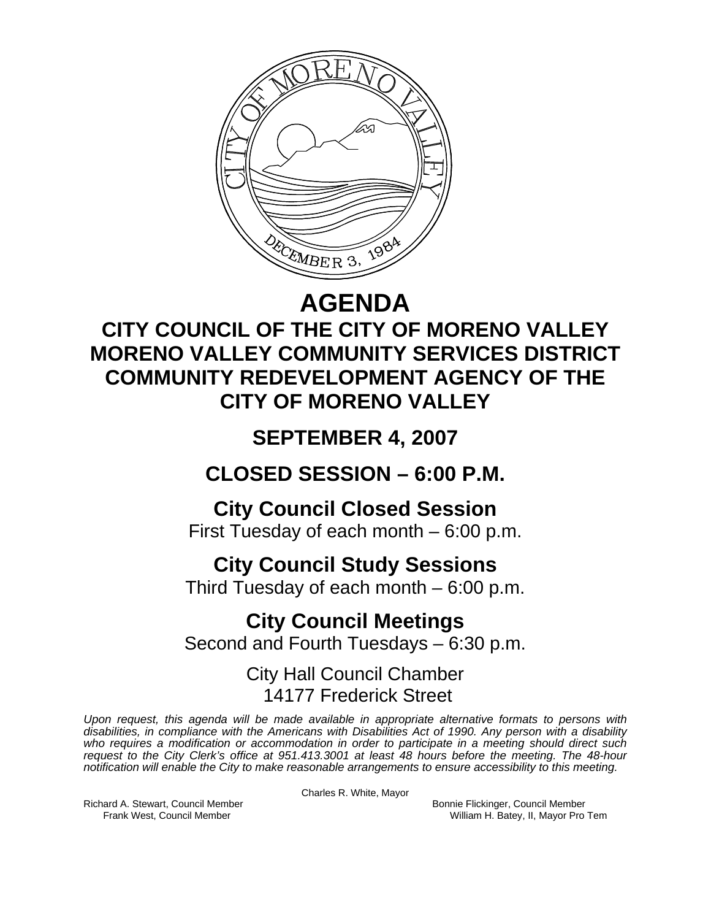# AGENDA

## CITY COUNCIL OF THE CITY OF MORENO VALLEY
## MORENO VALLEY COMMUNITY SERVICES DISTRICT
## COMMUNITY REDEVELOPMENT AGENCY OF THE CITY OF MORENO VALLEY

## SEPTEMBER 4, 2007

## CLOSED SESSION – 6:00 P.M.

### City Council Closed Session
First Tuesday of each month – 6:00 p.m.

### City Council Study Sessions
Third Tuesday of each month – 6:00 p.m.

### City Council Meetings
Second and Fourth Tuesdays – 6:30 p.m.

City Hall Council Chamber
14177 Frederick Street

*Upon request, this agenda will be made available in appropriate alternative formats to persons with disabilities, in compliance with the Americans with Disabilities Act of 1990. Any person with a disability who requires a modification or accommodation in order to participate in a meeting should direct such request to the City Clerk's office at 951.413.3001 at least 48 hours before the meeting. The 48-hour notification will enable the City to make reasonable arrangements to ensure accessibility to this meeting.*

Charles R. White, Mayor

Richard A. Stewart, Council Member
Frank West, Council Member
Bonnie Flickinger, Council Member
William H. Batey, II, Mayor Pro Tem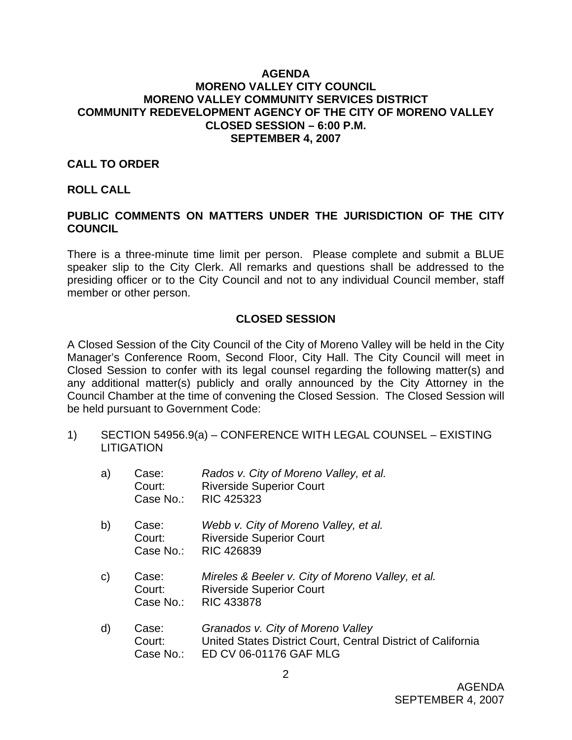**AGENDA**
**MORENO VALLEY CITY COUNCIL**
**MORENO VALLEY COMMUNITY SERVICES DISTRICT**
**COMMUNITY REDEVELOPMENT AGENCY OF THE CITY OF MORENO VALLEY**
**CLOSED SESSION – 6:00 P.M.**
**SEPTEMBER 4, 2007**

## CALL TO ORDER

## ROLL CALL

## PUBLIC COMMENTS ON MATTERS UNDER THE JURISDICTION OF THE CITY COUNCIL

There is a three-minute time limit per person. Please complete and submit a BLUE speaker slip to the City Clerk. All remarks and questions shall be addressed to the presiding officer or to the City Council and not to any individual Council member, staff member or other person.

## CLOSED SESSION

A Closed Session of the City Council of the City of Moreno Valley will be held in the City Manager's Conference Room, Second Floor, City Hall. The City Council will meet in Closed Session to confer with its legal counsel regarding the following matter(s) and any additional matter(s) publicly and orally announced by the City Attorney in the Council Chamber at the time of convening the Closed Session. The Closed Session will be held pursuant to Government Code:

1) SECTION 54956.9(a) – CONFERENCE WITH LEGAL COUNSEL – EXISTING LITIGATION

   a) Case: *Rados v. City of Moreno Valley, et al.*
      Court: Riverside Superior Court
      Case No.: RIC 425323

   b) Case: *Webb v. City of Moreno Valley, et al.*
      Court: Riverside Superior Court
      Case No.: RIC 426839

   c) Case: *Mireles & Beeler v. City of Moreno Valley, et al.*
      Court: Riverside Superior Court
      Case No.: RIC 433878

   d) Case: *Granados v. City of Moreno Valley*
      Court: United States District Court, Central District of California
      Case No.: ED CV 06-01176 GAF MLG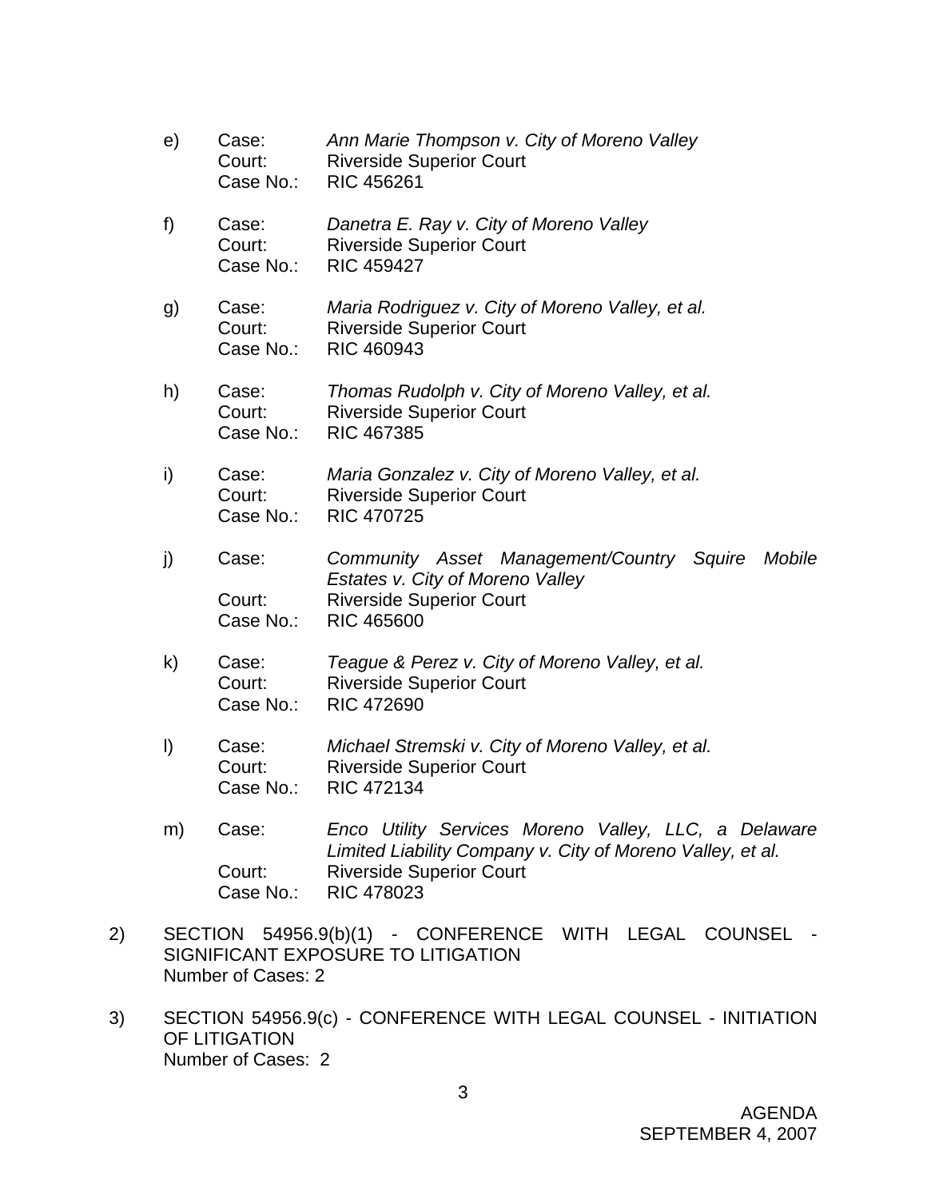e) Case: *Ann Marie Thompson v. City of Moreno Valley*
Court: Riverside Superior Court
Case No.: RIC 456261

f) Case: *Danetra E. Ray v. City of Moreno Valley*
Court: Riverside Superior Court
Case No.: RIC 459427

g) Case: *Maria Rodriguez v. City of Moreno Valley, et al.*
Court: Riverside Superior Court
Case No.: RIC 460943

h) Case: *Thomas Rudolph v. City of Moreno Valley, et al.*
Court: Riverside Superior Court
Case No.: RIC 467385

i) Case: *Maria Gonzalez v. City of Moreno Valley, et al.*
Court: Riverside Superior Court
Case No.: RIC 470725

j) Case: *Community Asset Management/Country Squire Mobile Estates v. City of Moreno Valley*
Court: Riverside Superior Court
Case No.: RIC 465600

k) Case: *Teague & Perez v. City of Moreno Valley, et al.*
Court: Riverside Superior Court
Case No.: RIC 472690

l) Case: *Michael Stremski v. City of Moreno Valley, et al.*
Court: Riverside Superior Court
Case No.: RIC 472134

m) Case: *Enco Utility Services Moreno Valley, LLC, a Delaware Limited Liability Company v. City of Moreno Valley, et al.*
Court: Riverside Superior Court
Case No.: RIC 478023

2) SECTION 54956.9(b)(1) - CONFERENCE WITH LEGAL COUNSEL - SIGNIFICANT EXPOSURE TO LITIGATION
Number of Cases: 2

3) SECTION 54956.9(c) - CONFERENCE WITH LEGAL COUNSEL - INITIATION OF LITIGATION
Number of Cases: 2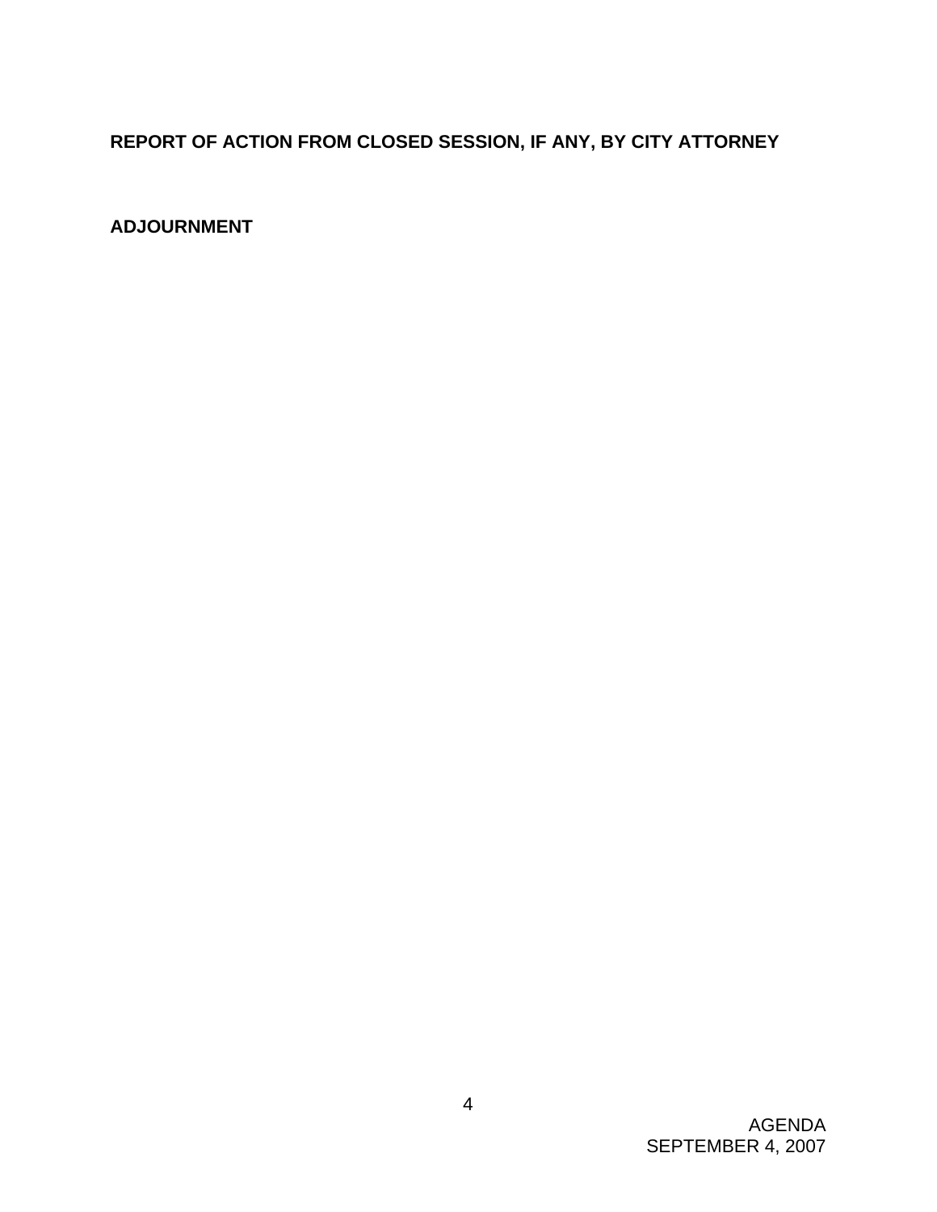**REPORT OF ACTION FROM CLOSED SESSION, IF ANY, BY CITY ATTORNEY**

**ADJOURNMENT**